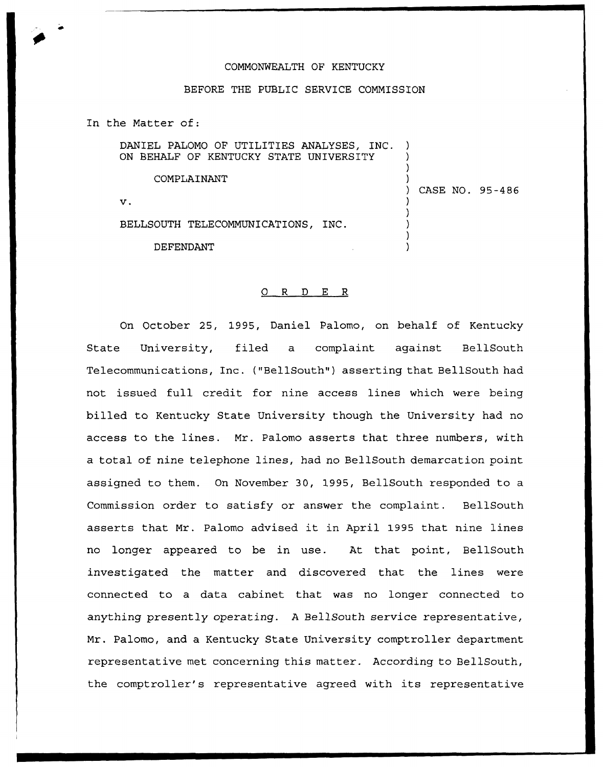COMMONWEALTH OF KENTUCKY

BEFORE THE PUBLIC SERVICE COMMISSION

In the Matter of:

DANIEL PALOMO OF UTILITIES ANALYSES, INC. ON BEHALF OF KENTUCKY STATE UNIVERSITY

COMPLAINANT

v.

BELLSOUTH TELECOMMUNICATIONS, INC.

DEFENDANT

CASE NO. 95-486

O R D E R

On October 25, 1995, Daniel Palomo, on behalf of Kentucky State University, filed a complaint against BellSouth Telecommunications, Inc. ("BellSouth") asserting that BellSouth had not issued full credit for nine access lines which were being billed to Kentucky State University though the University had no access to the lines. Mr. Palomo asserts that three numbers, with a total of nine telephone lines, had no BellSouth demarcation point assigned to them. On November 30, 1995, BellSouth responded to a Commission order to satisfy or answer the complaint. BellSouth asserts that Mr. Palomo advised it in April 1995 that nine lines no longer appeared to be in use. At that point, BellSouth investigated the matter and discovered that the lines were connected to a data cabinet that was no longer connected to anything presently operating. A BellSouth service representative, Mr. Palomo, and a Kentucky State University comptroller department representative met concerning this matter. According to BellSouth, the comptroller's representative agreed with its representative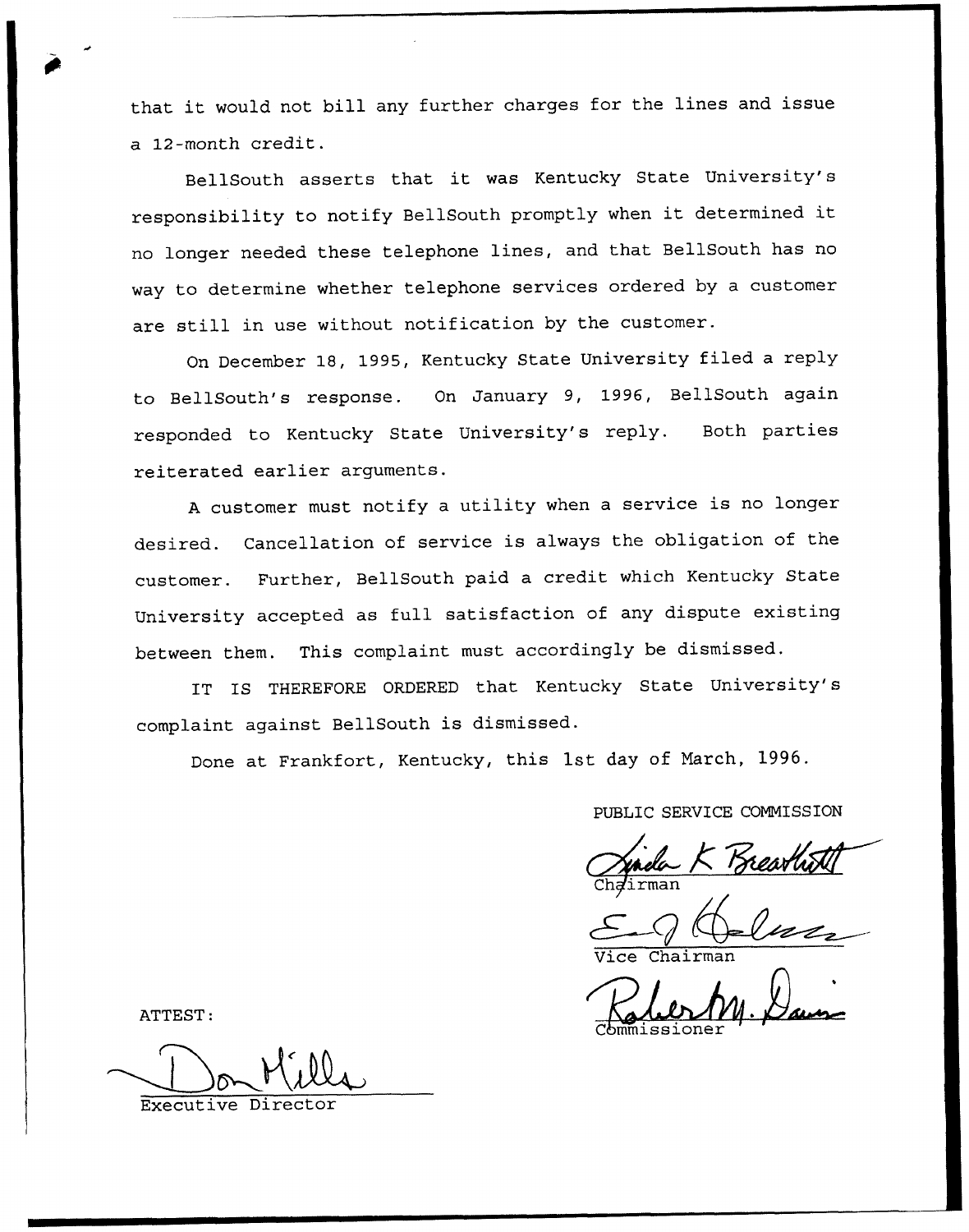that it would not bill any further charges for the lines and issue a 12-month credit.

BellSouth asserts that it was Kentucky State University's responsibility to notify BellSouth promptly when it determined it no longer needed these telephone lines, and that BellSouth has no way to determine whether telephone services ordered by a customer are still in use without notification by the customer.

On December 18, 1995, Kentucky State University filed a reply to BellSouth's response. On January 9, 1996, BellSouth again responded to Kentucky State University's reply. Both parties reiterated earlier arguments.

A customer must notify a utility when a service is no longer desired. Cancellation of service is always the obligation of the customer. Further, BellSouth paid a credit which Kentucky State University accepted as full satisfaction of any dispute existing between them. This complaint must accordingly be dismissed.

IT IS THEREFORE ORDERED that Kentucky State University's complaint against BellSouth is dismissed.

Done at Frankfort, Kentucky, this 1st day of March, 1996.

PUBLIC SERVICE COMMISSION

Linda K Breathitt
Chairman

Vice Chairman

Robert M. Davis
Commissioner

ATTEST:

Don Mills
Executive Director